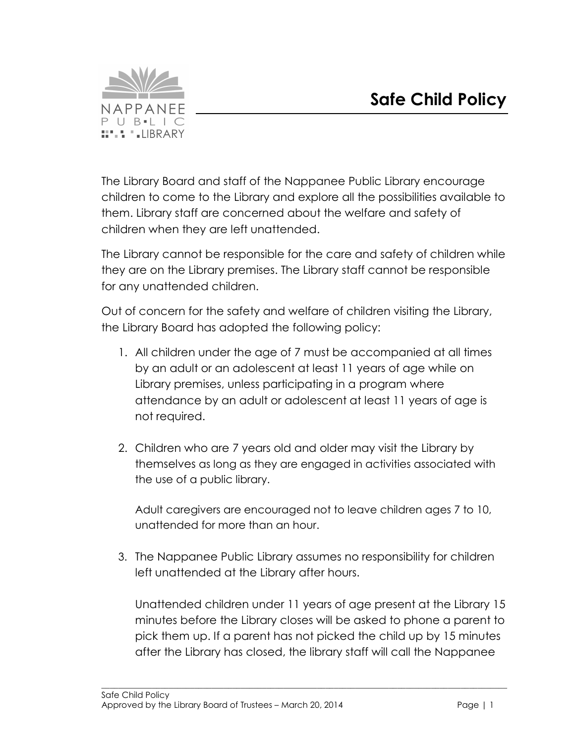# Safe Child Policy

The Library Board and staff of the Nappanee Public Library encourage children to come to the Library and explore all the possibilities available to them. Library staff are concerned about the welfare and safety of children when they are left unattended.

The Library cannot be responsible for the care and safety of children while they are on the Library premises. The Library staff cannot be responsible for any unattended children.

Out of concern for the safety and welfare of children visiting the Library, the Library Board has adopted the following policy:

1. All children under the age of 7 must be accompanied at all times by an adult or an adolescent at least 11 years of age while on Library premises, unless participating in a program where attendance by an adult or adolescent at least 11 years of age is not required.

2. Children who are 7 years old and older may visit the Library by themselves as long as they are engaged in activities associated with the use of a public library.

   Adult caregivers are encouraged not to leave children ages 7 to 10, unattended for more than an hour.

3. The Nappanee Public Library assumes no responsibility for children left unattended at the Library after hours.

   Unattended children under 11 years of age present at the Library 15 minutes before the Library closes will be asked to phone a parent to pick them up. If a parent has not picked the child up by 15 minutes after the Library has closed, the library staff will call the Nappanee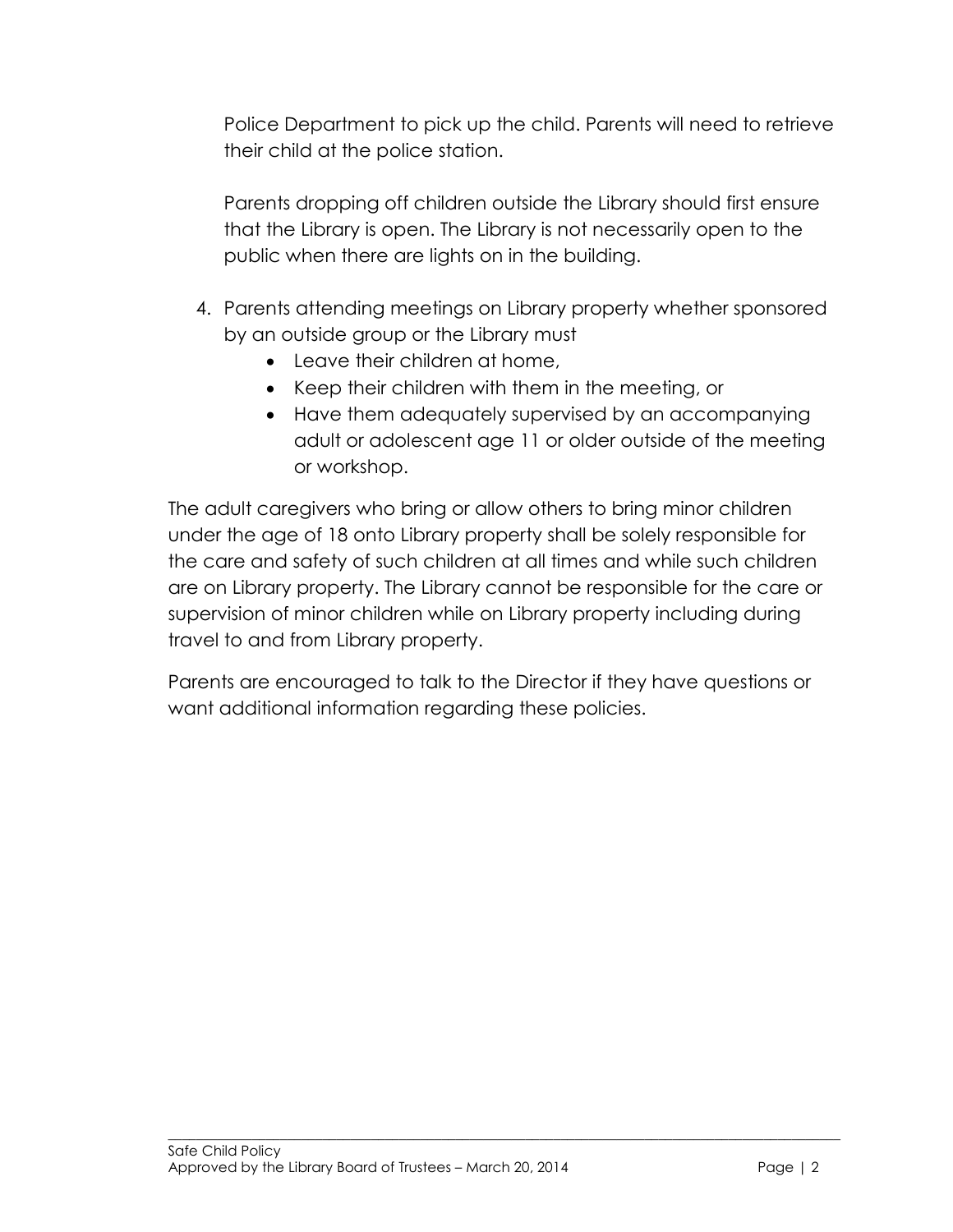Police Department to pick up the child. Parents will need to retrieve their child at the police station.

Parents dropping off children outside the Library should first ensure that the Library is open. The Library is not necessarily open to the public when there are lights on in the building.

4. Parents attending meetings on Library property whether sponsored by an outside group or the Library must
    - Leave their children at home,
    - Keep their children with them in the meeting, or
    - Have them adequately supervised by an accompanying adult or adolescent age 11 or older outside of the meeting or workshop.

The adult caregivers who bring or allow others to bring minor children under the age of 18 onto Library property shall be solely responsible for the care and safety of such children at all times and while such children are on Library property. The Library cannot be responsible for the care or supervision of minor children while on Library property including during travel to and from Library property.

Parents are encouraged to talk to the Director if they have questions or want additional information regarding these policies.